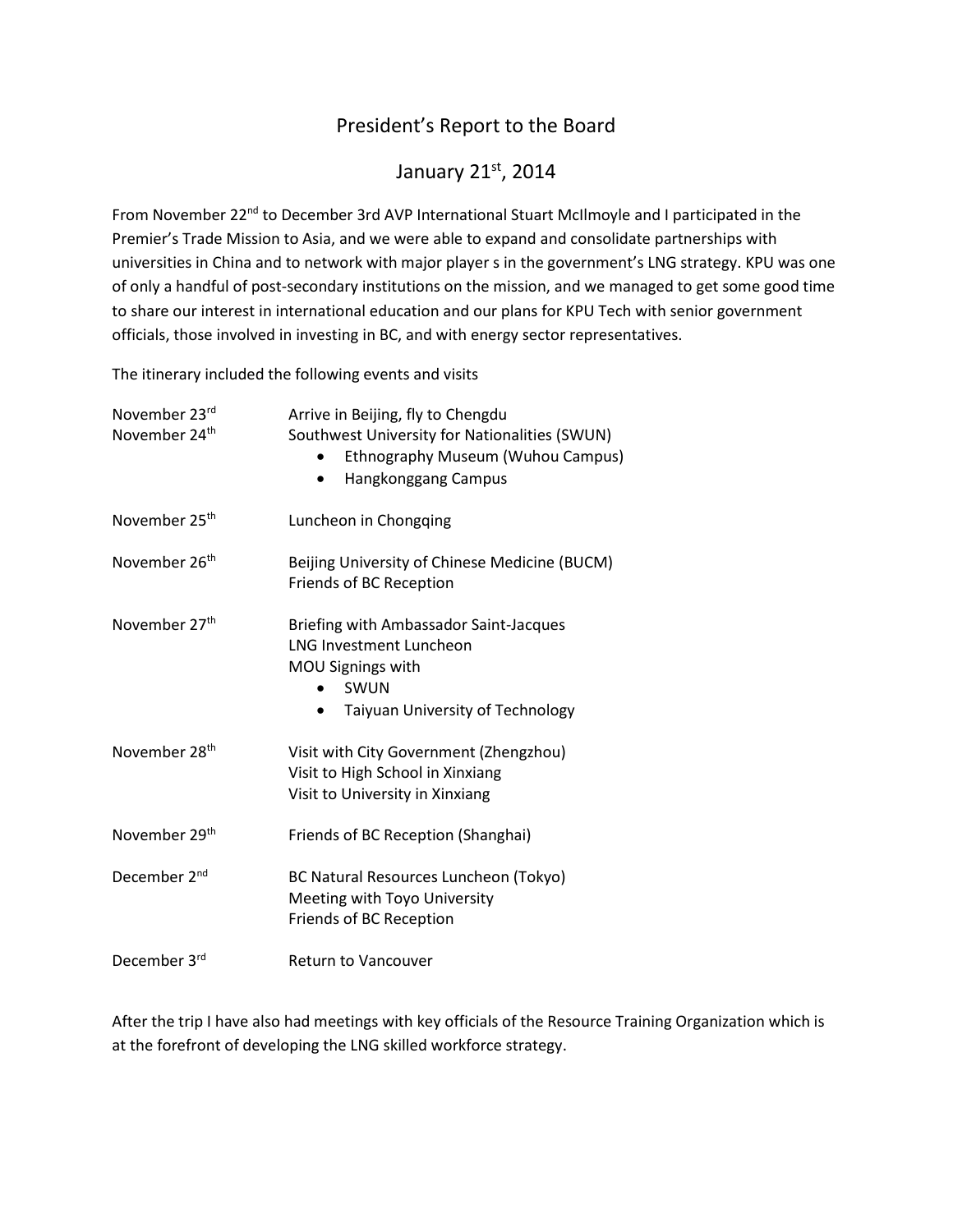# President's Report to the Board

## January 21st, 2014

From November 22nd to December 3rd AVP International Stuart McIlmoyle and I participated in the Premier's Trade Mission to Asia, and we were able to expand and consolidate partnerships with universities in China and to network with major player s in the government's LNG strategy. KPU was one of only a handful of post-secondary institutions on the mission, and we managed to get some good time to share our interest in international education and our plans for KPU Tech with senior government officials, those involved in investing in BC, and with energy sector representatives.

The itinerary included the following events and visits

| | |
|---|---|
| November 23rd | Arrive in Beijing, fly to Chengdu |
| November 24th | Southwest University for Nationalities (SWUN)<br>• Ethnography Museum (Wuhou Campus)<br>• Hangkonggang Campus |
| November 25th | Luncheon in Chongqing |
| November 26th | Beijing University of Chinese Medicine (BUCM)<br>Friends of BC Reception |
| November 27th | Briefing with Ambassador Saint-Jacques<br>LNG Investment Luncheon<br>MOU Signings with<br>• SWUN<br>• Taiyuan University of Technology |
| November 28th | Visit with City Government (Zhengzhou)<br>Visit to High School in Xinxiang<br>Visit to University in Xinxiang |
| November 29th | Friends of BC Reception (Shanghai) |
| December 2nd | BC Natural Resources Luncheon (Tokyo)<br>Meeting with Toyo University<br>Friends of BC Reception |
| December 3rd | Return to Vancouver |

After the trip I have also had meetings with key officials of the Resource Training Organization which is at the forefront of developing the LNG skilled workforce strategy.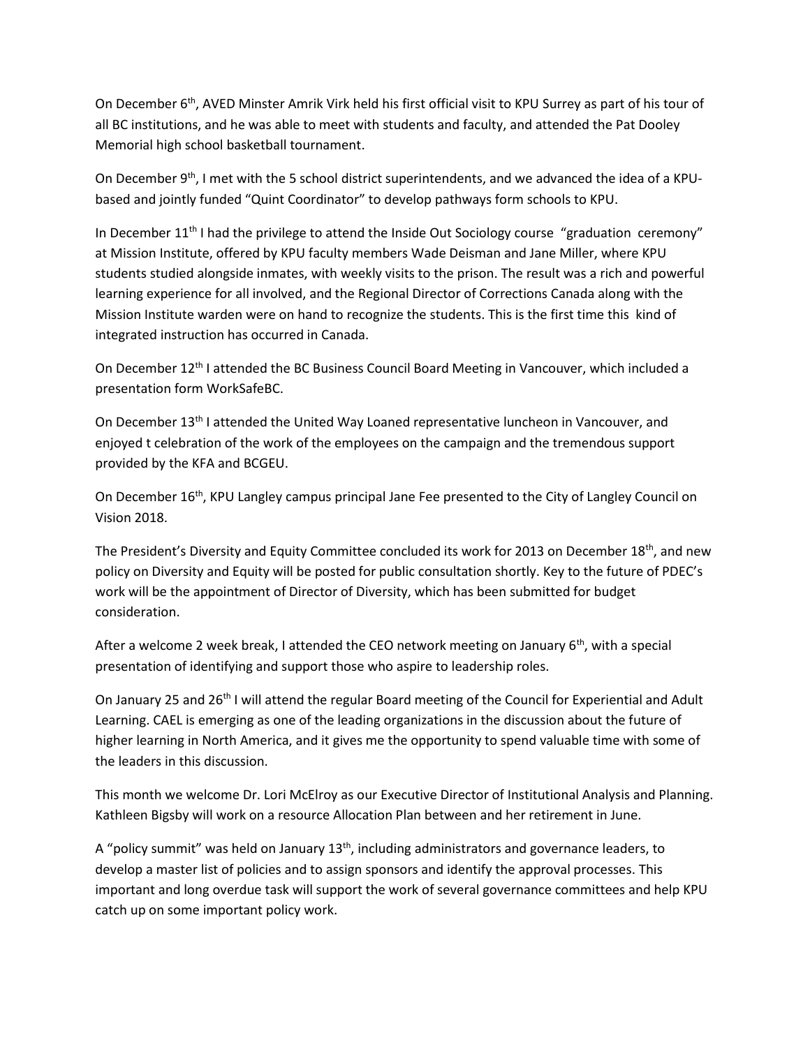On December 6th, AVED Minster Amrik Virk held his first official visit to KPU Surrey as part of his tour of all BC institutions, and he was able to meet with students and faculty, and attended the Pat Dooley Memorial high school basketball tournament.

On December 9th, I met with the 5 school district superintendents, and we advanced the idea of a KPU-based and jointly funded "Quint Coordinator" to develop pathways form schools to KPU.

In December 11th I had the privilege to attend the Inside Out Sociology course "graduation ceremony" at Mission Institute, offered by KPU faculty members Wade Deisman and Jane Miller, where KPU students studied alongside inmates, with weekly visits to the prison. The result was a rich and powerful learning experience for all involved, and the Regional Director of Corrections Canada along with the Mission Institute warden were on hand to recognize the students. This is the first time this kind of integrated instruction has occurred in Canada.

On December 12th I attended the BC Business Council Board Meeting in Vancouver, which included a presentation form WorkSafeBC.

On December 13th I attended the United Way Loaned representative luncheon in Vancouver, and enjoyed t celebration of the work of the employees on the campaign and the tremendous support provided by the KFA and BCGEU.

On December 16th, KPU Langley campus principal Jane Fee presented to the City of Langley Council on Vision 2018.

The President's Diversity and Equity Committee concluded its work for 2013 on December 18th, and new policy on Diversity and Equity will be posted for public consultation shortly. Key to the future of PDEC's work will be the appointment of Director of Diversity, which has been submitted for budget consideration.

After a welcome 2 week break, I attended the CEO network meeting on January 6th, with a special presentation of identifying and support those who aspire to leadership roles.

On January 25 and 26th I will attend the regular Board meeting of the Council for Experiential and Adult Learning. CAEL is emerging as one of the leading organizations in the discussion about the future of higher learning in North America, and it gives me the opportunity to spend valuable time with some of the leaders in this discussion.

This month we welcome Dr. Lori McElroy as our Executive Director of Institutional Analysis and Planning. Kathleen Bigsby will work on a resource Allocation Plan between and her retirement in June.

A "policy summit" was held on January 13th, including administrators and governance leaders, to develop a master list of policies and to assign sponsors and identify the approval processes. This important and long overdue task will support the work of several governance committees and help KPU catch up on some important policy work.